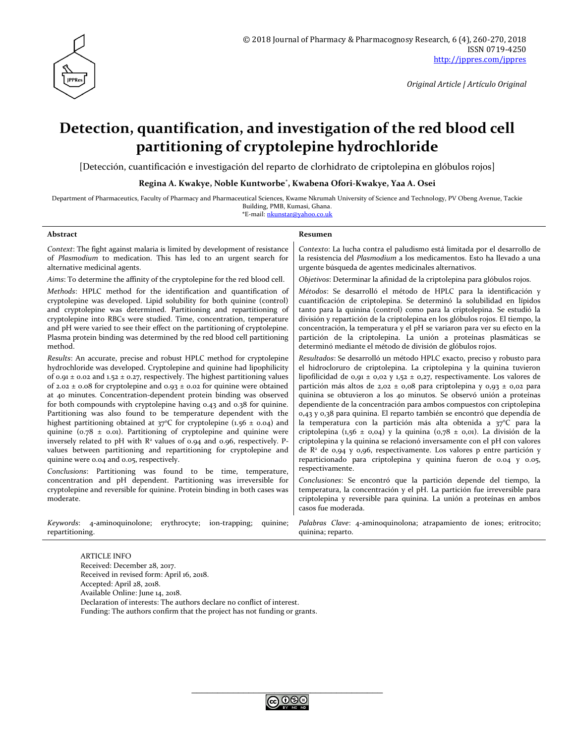© 2018 Journal of Pharmacy & Pharmacognosy Research, 6 (4), 260-270, 2018
ISSN 0719-4250
http://jppres.com/jppres

*Original Article | Artículo Original*

# Detection, quantification, and investigation of the red blood cell partitioning of cryptolepine hydrochloride

[Detección, cuantificación e investigación del reparto de clorhidrato de criptolepina en glóbulos rojos]

**Regina A. Kwakye, Noble Kuntworbe*, Kwabena Ofori-Kwakye, Yaa A. Osei**

Department of Pharmaceutics, Faculty of Pharmacy and Pharmaceutical Sciences, Kwame Nkrumah University of Science and Technology, PV Obeng Avenue, Tackie Building, PMB, Kumasi, Ghana.
*E-mail: nkunstar@yahoo.co.uk

## Abstract

*Context*: The fight against malaria is limited by development of resistance of *Plasmodium* to medication. This has led to an urgent search for alternative medicinal agents.

*Aims*: To determine the affinity of the cryptolepine for the red blood cell.

*Methods*: HPLC method for the identification and quantification of cryptolepine was developed. Lipid solubility for both quinine (control) and cryptolepine was determined. Partitioning and repartitioning of cryptolepine into RBCs were studied. Time, concentration, temperature and pH were varied to see their effect on the partitioning of cryptolepine. Plasma protein binding was determined by the red blood cell partitioning method.

*Results*: An accurate, precise and robust HPLC method for cryptolepine hydrochloride was developed. Cryptolepine and quinine had lipophilicity of 0.91 ± 0.02 and 1.52 ± 0.27, respectively. The highest partitioning values of 2.02 ± 0.08 for cryptolepine and 0.93 ± 0.02 for quinine were obtained at 40 minutes. Concentration-dependent protein binding was observed for both compounds with cryptolepine having 0.43 and 0.38 for quinine. Partitioning was also found to be temperature dependent with the highest partitioning obtained at 37°C for cryptolepine (1.56 ± 0.04) and quinine (0.78 ± 0.01). Partitioning of cryptolepine and quinine were inversely related to pH with $R^2$ values of 0.94 and 0.96, respectively. P-values between partitioning and repartitioning for cryptolepine and quinine were 0.04 and 0.05, respectively.

*Conclusions*: Partitioning was found to be time, temperature, concentration and pH dependent. Partitioning was irreversible for cryptolepine and reversible for quinine. Protein binding in both cases was moderate.

*Keywords*: 4-aminoquinolone; erythrocyte; ion-trapping; quinine; repartitioning.

## Resumen

*Contexto*: La lucha contra el paludismo está limitada por el desarrollo de la resistencia del *Plasmodium* a los medicamentos. Esto ha llevado a una urgente búsqueda de agentes medicinales alternativos.

*Objetivos*: Determinar la afinidad de la criptolepina para glóbulos rojos.

*Métodos*: Se desarrolló el método de HPLC para la identificación y cuantificación de criptolepina. Se determinó la solubilidad en lípidos tanto para la quinina (control) como para la criptolepina. Se estudió la división y repartición de la criptolepina en los glóbulos rojos. El tiempo, la concentración, la temperatura y el pH se variaron para ver su efecto en la partición de la criptolepina. La unión a proteínas plasmáticas se determinó mediante el método de división de glóbulos rojos.

*Resultados*: Se desarrolló un método HPLC exacto, preciso y robusto para el hidrocloruro de criptolepina. La criptolepina y la quinina tuvieron lipofilicidad de 0,91 ± 0,02 y 1,52 ± 0,27, respectivamente. Los valores de partición más altos de 2,02 ± 0,08 para criptolepina y 0,93 ± 0,02 para quinina se obtuvieron a los 40 minutos. Se observó unión a proteínas dependiente de la concentración para ambos compuestos con criptolepina 0,43 y 0,38 para quinina. El reparto también se encontró que dependía de la temperatura con la partición más alta obtenida a 37°C para la criptolepina (1,56 ± 0,04) y la quinina (0,78 ± 0,01). La división de la criptolepina y la quinina se relacionó inversamente con el pH con valores de $R^2$ de 0,94 y 0,96, respectivamente. Los valores p entre partición y reparticionado para criptolepina y quinina fueron de 0.04 y 0.05, respectivamente.

*Conclusiones*: Se encontró que la partición depende del tiempo, la temperatura, la concentración y el pH. La partición fue irreversible para criptolepina y reversible para quinina. La unión a proteínas en ambos casos fue moderada.

*Palabras Clave*: 4-aminoquinolona; atrapamiento de iones; eritrocito; quinina; reparto.

ARTICLE INFO
Received: December 28, 2017.
Received in revised form: April 16, 2018.
Accepted: April 28, 2018.
Available Online: June 14, 2018.
Declaration of interests: The authors declare no conflict of interest.
Funding: The authors confirm that the project has not funding or grants.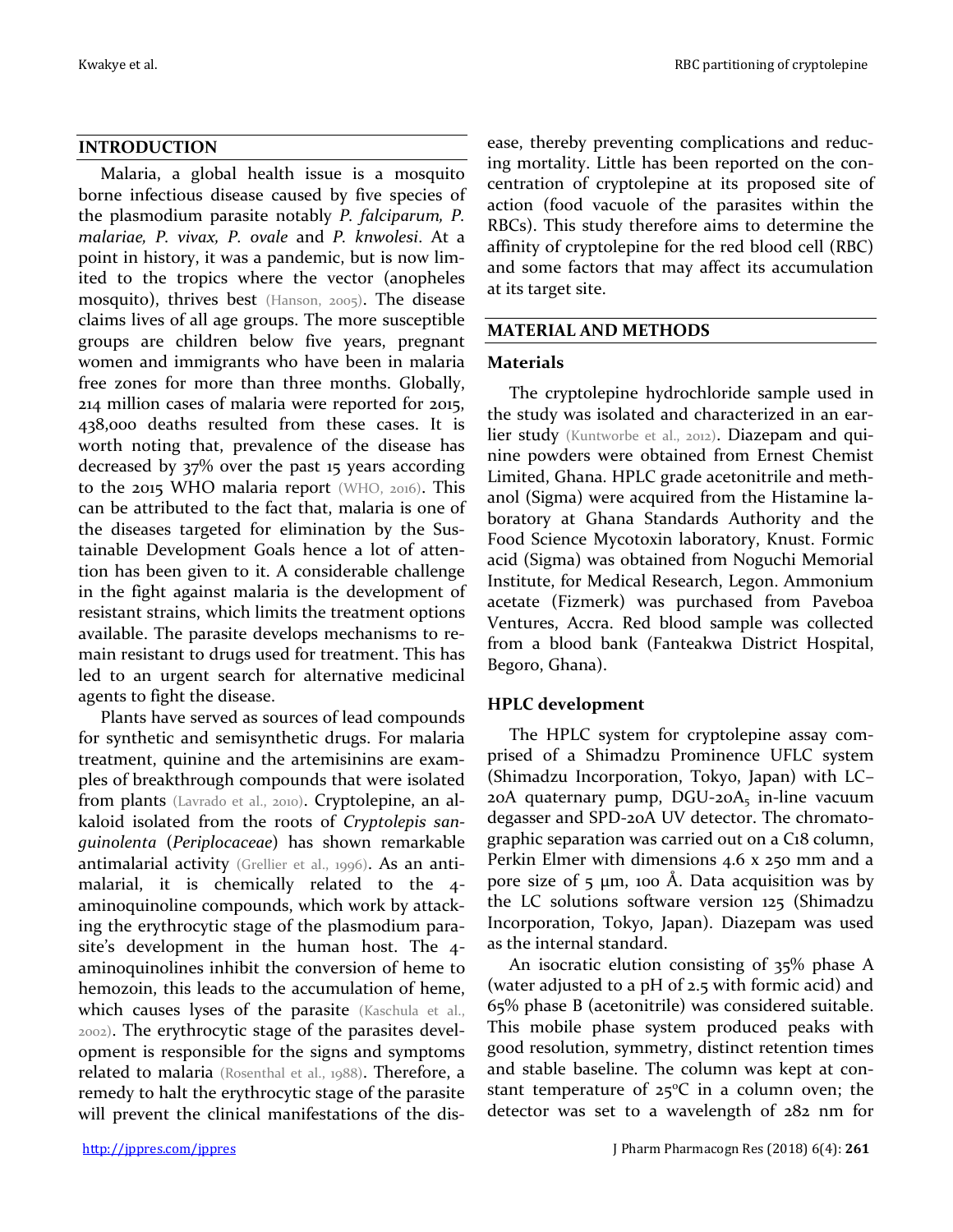## INTRODUCTION

Malaria, a global health issue is a mosquito borne infectious disease caused by five species of the plasmodium parasite notably *P. falciparum, P. malariae, P. vivax, P. ovale* and *P. knwolesi*. At a point in history, it was a pandemic, but is now limited to the tropics where the vector (anopheles mosquito), thrives best (Hanson, 2005). The disease claims lives of all age groups. The more susceptible groups are children below five years, pregnant women and immigrants who have been in malaria free zones for more than three months. Globally, 214 million cases of malaria were reported for 2015, 438,000 deaths resulted from these cases. It is worth noting that, prevalence of the disease has decreased by 37% over the past 15 years according to the 2015 WHO malaria report (WHO, 2016). This can be attributed to the fact that, malaria is one of the diseases targeted for elimination by the Sustainable Development Goals hence a lot of attention has been given to it. A considerable challenge in the fight against malaria is the development of resistant strains, which limits the treatment options available. The parasite develops mechanisms to remain resistant to drugs used for treatment. This has led to an urgent search for alternative medicinal agents to fight the disease.

Plants have served as sources of lead compounds for synthetic and semisynthetic drugs. For malaria treatment, quinine and the artemisinins are examples of breakthrough compounds that were isolated from plants (Lavrado et al., 2010). Cryptolepine, an alkaloid isolated from the roots of *Cryptolepis sanguinolenta* (*Periplocaceae*) has shown remarkable antimalarial activity (Grellier et al., 1996). As an antimalarial, it is chemically related to the 4-aminoquinoline compounds, which work by attacking the erythrocytic stage of the plasmodium parasite's development in the human host. The 4-aminoquinolines inhibit the conversion of heme to hemozoin, this leads to the accumulation of heme, which causes lyses of the parasite (Kaschula et al., 2002). The erythrocytic stage of the parasites development is responsible for the signs and symptoms related to malaria (Rosenthal et al., 1988). Therefore, a remedy to halt the erythrocytic stage of the parasite will prevent the clinical manifestations of the disease, thereby preventing complications and reducing mortality. Little has been reported on the concentration of cryptolepine at its proposed site of action (food vacuole of the parasites within the RBCs). This study therefore aims to determine the affinity of cryptolepine for the red blood cell (RBC) and some factors that may affect its accumulation at its target site.

## MATERIAL AND METHODS

### Materials

The cryptolepine hydrochloride sample used in the study was isolated and characterized in an earlier study (Kuntworbe et al., 2012). Diazepam and quinine powders were obtained from Ernest Chemist Limited, Ghana. HPLC grade acetonitrile and methanol (Sigma) were acquired from the Histamine laboratory at Ghana Standards Authority and the Food Science Mycotoxin laboratory, Knust. Formic acid (Sigma) was obtained from Noguchi Memorial Institute, for Medical Research, Legon. Ammonium acetate (Fizmerk) was purchased from Paveboa Ventures, Accra. Red blood sample was collected from a blood bank (Fanteakwa District Hospital, Begoro, Ghana).

### HPLC development

The HPLC system for cryptolepine assay comprised of a Shimadzu Prominence UFLC system (Shimadzu Incorporation, Tokyo, Japan) with LC–20A quaternary pump, DGU-20$A_5$ in-line vacuum degasser and SPD-20A UV detector. The chromatographic separation was carried out on a C18 column, Perkin Elmer with dimensions 4.6 x 250 mm and a pore size of 5 µm, 100 Å. Data acquisition was by the LC solutions software version 125 (Shimadzu Incorporation, Tokyo, Japan). Diazepam was used as the internal standard.

An isocratic elution consisting of 35% phase A (water adjusted to a pH of 2.5 with formic acid) and 65% phase B (acetonitrile) was considered suitable. This mobile phase system produced peaks with good resolution, symmetry, distinct retention times and stable baseline. The column was kept at constant temperature of 25°C in a column oven; the detector was set to a wavelength of 282 nm for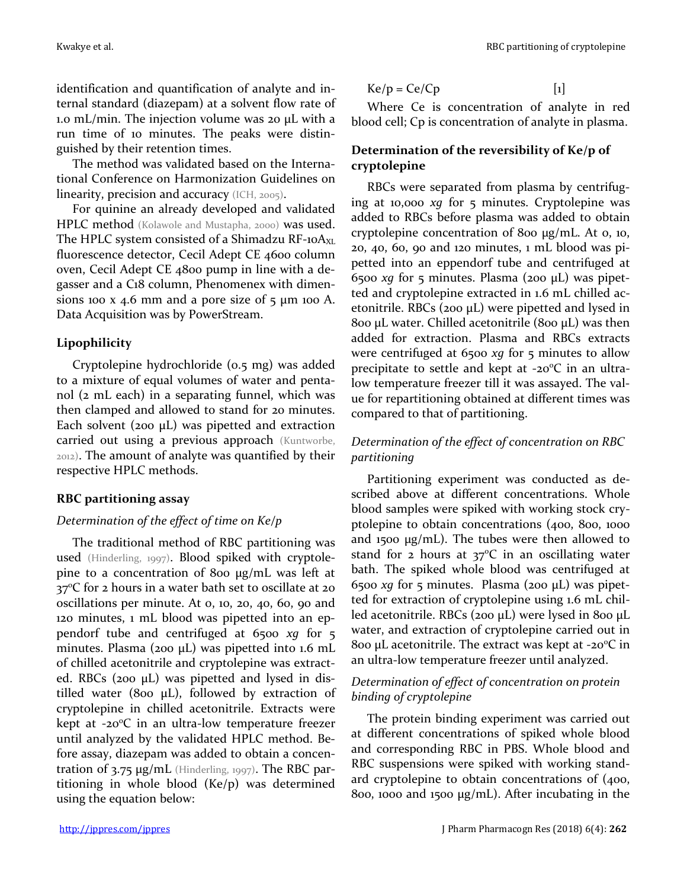identification and quantification of analyte and internal standard (diazepam) at a solvent flow rate of 1.0 mL/min. The injection volume was 20 µL with a run time of 10 minutes. The peaks were distinguished by their retention times.

The method was validated based on the International Conference on Harmonization Guidelines on linearity, precision and accuracy (ICH, 2005).

For quinine an already developed and validated HPLC method (Kolawole and Mustapha, 2000) was used. The HPLC system consisted of a Shimadzu RF-10A$_{XL}$ fluorescence detector, Cecil Adept CE 4600 column oven, Cecil Adept CE 4800 pump in line with a degasser and a C18 column, Phenomenex with dimensions 100 x 4.6 mm and a pore size of 5 µm 100 A. Data Acquisition was by PowerStream.

## Lipophilicity

Cryptolepine hydrochloride (0.5 mg) was added to a mixture of equal volumes of water and pentanol (2 mL each) in a separating funnel, which was then clamped and allowed to stand for 20 minutes. Each solvent (200 µL) was pipetted and extraction carried out using a previous approach (Kuntworbe, 2012). The amount of analyte was quantified by their respective HPLC methods.

## RBC partitioning assay

### *Determination of the effect of time on Ke/p*

The traditional method of RBC partitioning was used (Hinderling, 1997). Blood spiked with cryptolepine to a concentration of 800 µg/mL was left at 37°C for 2 hours in a water bath set to oscillate at 20 oscillations per minute. At 0, 10, 20, 40, 60, 90 and 120 minutes, 1 mL blood was pipetted into an eppendorf tube and centrifuged at 6500 *xg* for 5 minutes. Plasma (200 µL) was pipetted into 1.6 mL of chilled acetonitrile and cryptolepine was extracted. RBCs (200 µL) was pipetted and lysed in distilled water (800 µL), followed by extraction of cryptolepine in chilled acetonitrile. Extracts were kept at -20°C in an ultra-low temperature freezer until analyzed by the validated HPLC method. Before assay, diazepam was added to obtain a concentration of 3.75 µg/mL (Hinderling, 1997). The RBC partitioning in whole blood (Ke/p) was determined using the equation below:

$$Ke/p = Ce/Cp \qquad [1]$$

Where Ce is concentration of analyte in red blood cell; Cp is concentration of analyte in plasma.

## Determination of the reversibility of Ke/p of cryptolepine

RBCs were separated from plasma by centrifuging at 10,000 *xg* for 5 minutes. Cryptolepine was added to RBCs before plasma was added to obtain cryptolepine concentration of 800 µg/mL. At 0, 10, 20, 40, 60, 90 and 120 minutes, 1 mL blood was pipetted into an eppendorf tube and centrifuged at 6500 *xg* for 5 minutes. Plasma (200 µL) was pipetted and cryptolepine extracted in 1.6 mL chilled acetonitrile. RBCs (200 µL) were pipetted and lysed in 800 µL water. Chilled acetonitrile (800 µL) was then added for extraction. Plasma and RBCs extracts were centrifuged at 6500 *xg* for 5 minutes to allow precipitate to settle and kept at -20°C in an ultra-low temperature freezer till it was assayed. The value for repartitioning obtained at different times was compared to that of partitioning.

### *Determination of the effect of concentration on RBC partitioning*

Partitioning experiment was conducted as described above at different concentrations. Whole blood samples were spiked with working stock cryptolepine to obtain concentrations (400, 800, 1000 and 1500 µg/mL). The tubes were then allowed to stand for 2 hours at 37°C in an oscillating water bath. The spiked whole blood was centrifuged at 6500 *xg* for 5 minutes. Plasma (200 µL) was pipetted for extraction of cryptolepine using 1.6 mL chilled acetonitrile. RBCs (200 µL) were lysed in 800 µL water, and extraction of cryptolepine carried out in 800 µL acetonitrile. The extract was kept at -20°C in an ultra-low temperature freezer until analyzed.

### *Determination of effect of concentration on protein binding of cryptolepine*

The protein binding experiment was carried out at different concentrations of spiked whole blood and corresponding RBC in PBS. Whole blood and RBC suspensions were spiked with working standard cryptolepine to obtain concentrations of (400, 800, 1000 and 1500 µg/mL). After incubating in the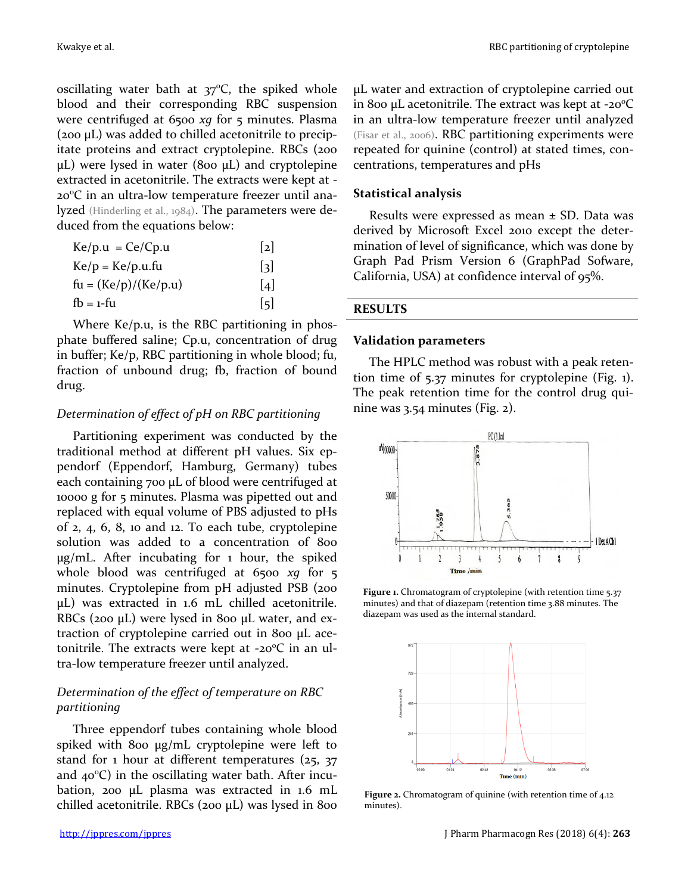oscillating water bath at 37°C, the spiked whole blood and their corresponding RBC suspension were centrifuged at 6500 *xg* for 5 minutes. Plasma (200 µL) was added to chilled acetonitrile to precipitate proteins and extract cryptolepine. RBCs (200 µL) were lysed in water (800 µL) and cryptolepine extracted in acetonitrile. The extracts were kept at -20°C in an ultra-low temperature freezer until analyzed (Hinderling et al., 1984). The parameters were deduced from the equations below:

$$Ke/p.u = Ce/Cp.u \quad [2]$$

$$Ke/p = Ke/p.u.fu \quad [3]$$

$$fu = (Ke/p)/(Ke/p.u) \quad [4]$$

$$fb = 1\text{-}fu \quad [5]$$

Where Ke/p.u, is the RBC partitioning in phosphate buffered saline; Cp.u, concentration of drug in buffer; Ke/p, RBC partitioning in whole blood; fu, fraction of unbound drug; fb, fraction of bound drug.

### *Determination of effect of pH on RBC partitioning*

Partitioning experiment was conducted by the traditional method at different pH values. Six eppendorf (Eppendorf, Hamburg, Germany) tubes each containing 700 µL of blood were centrifuged at 10000 g for 5 minutes. Plasma was pipetted out and replaced with equal volume of PBS adjusted to pHs of 2, 4, 6, 8, 10 and 12. To each tube, cryptolepine solution was added to a concentration of 800 µg/mL. After incubating for 1 hour, the spiked whole blood was centrifuged at 6500 *xg* for 5 minutes. Cryptolepine from pH adjusted PSB (200 µL) was extracted in 1.6 mL chilled acetonitrile. RBCs (200 µL) were lysed in 800 µL water, and extraction of cryptolepine carried out in 800 µL acetonitrile. The extracts were kept at -20°C in an ultra-low temperature freezer until analyzed.

### *Determination of the effect of temperature on RBC partitioning*

Three eppendorf tubes containing whole blood spiked with 800 µg/mL cryptolepine were left to stand for 1 hour at different temperatures (25, 37 and 40°C) in the oscillating water bath. After incubation, 200 µL plasma was extracted in 1.6 mL chilled acetonitrile. RBCs (200 µL) was lysed in 800 µL water and extraction of cryptolepine carried out in 800 µL acetonitrile. The extract was kept at -20°C in an ultra-low temperature freezer until analyzed (Fisar et al., 2006). RBC partitioning experiments were repeated for quinine (control) at stated times, concentrations, temperatures and pHs

### Statistical analysis

Results were expressed as mean ± SD. Data was derived by Microsoft Excel 2010 except the determination of level of significance, which was done by Graph Pad Prism Version 6 (GraphPad Sofware, California, USA) at confidence interval of 95%.

## RESULTS

### Validation parameters

The HPLC method was robust with a peak retention time of 5.37 minutes for cryptolepine (Fig. 1). The peak retention time for the control drug quinine was 3.54 minutes (Fig. 2).

**Figure 1.** Chromatogram of cryptolepine (with retention time 5.37 minutes) and that of diazepam (retention time 3.88 minutes. The diazepam was used as the internal standard.

**Figure 2.** Chromatogram of quinine (with retention time of 4.12 minutes).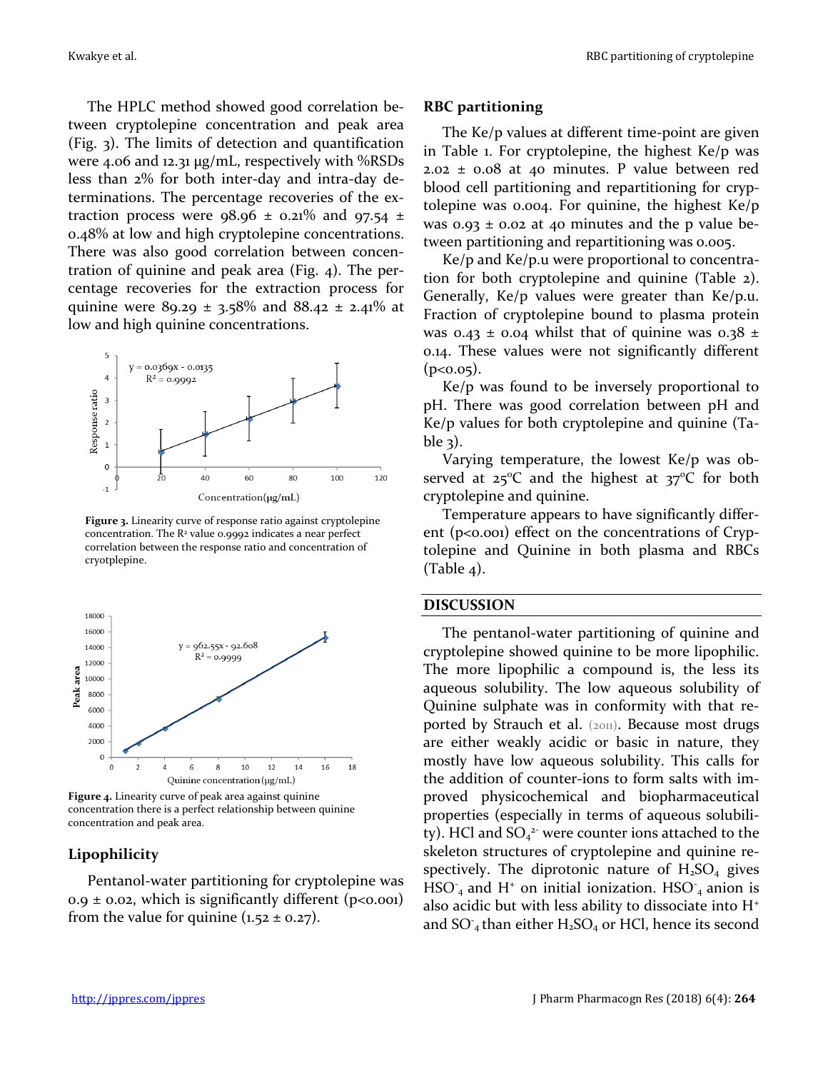The HPLC method showed good correlation between cryptolepine concentration and peak area (Fig. 3). The limits of detection and quantification were 4.06 and 12.31 µg/mL, respectively with %RSDs less than 2% for both inter-day and intra-day determinations. The percentage recoveries of the extraction process were 98.96 ± 0.21% and 97.54 ± 0.48% at low and high cryptolepine concentrations. There was also good correlation between concentration of quinine and peak area (Fig. 4). The percentage recoveries for the extraction process for quinine were 89.29 ± 3.58% and 88.42 ± 2.41% at low and high quinine concentrations.

**Figure 3.** Linearity curve of response ratio against cryptolepine concentration. The $R^2$ value 0.9992 indicates a near perfect correlation between the response ratio and concentration of cryotplepine.

**Figure 4.** Linearity curve of peak area against quinine concentration there is a perfect relationship between quinine concentration and peak area.

## Lipophilicity

Pentanol-water partitioning for cryptolepine was 0.9 ± 0.02, which is significantly different ($p<0.001$) from the value for quinine (1.52 ± 0.27).

## RBC partitioning

The Ke/p values at different time-point are given in Table 1. For cryptolepine, the highest Ke/p was 2.02 ± 0.08 at 40 minutes. P value between red blood cell partitioning and repartitioning for cryptolepine was 0.004. For quinine, the highest Ke/p was 0.93 ± 0.02 at 40 minutes and the p value between partitioning and repartitioning was 0.005.

Ke/p and Ke/p.u were proportional to concentration for both cryptolepine and quinine (Table 2). Generally, Ke/p values were greater than Ke/p.u. Fraction of cryptolepine bound to plasma protein was 0.43 ± 0.04 whilst that of quinine was 0.38 ± 0.14. These values were not significantly different ($p<0.05$).

Ke/p was found to be inversely proportional to pH. There was good correlation between pH and Ke/p values for both cryptolepine and quinine (Table 3).

Varying temperature, the lowest Ke/p was observed at 25ºC and the highest at 37ºC for both cryptolepine and quinine.

Temperature appears to have significantly different ($p<0.001$) effect on the concentrations of Cryptolepine and Quinine in both plasma and RBCs (Table 4).

## DISCUSSION

The pentanol-water partitioning of quinine and cryptolepine showed quinine to be more lipophilic. The more lipophilic a compound is, the less its aqueous solubility. The low aqueous solubility of Quinine sulphate was in conformity with that reported by Strauch et al. (2011). Because most drugs are either weakly acidic or basic in nature, they mostly have low aqueous solubility. This calls for the addition of counter-ions to form salts with improved physicochemical and biopharmaceutical properties (especially in terms of aqueous solubility). HCl and $SO_4^{2-}$ were counter ions attached to the skeleton structures of cryptolepine and quinine respectively. The diprotonic nature of $H_2SO_4$ gives $HSO_4^-$ and $H^+$ on initial ionization. $HSO_4^-$ anion is also acidic but with less ability to dissociate into $H^+$ and $SO_4^-$ than either $H_2SO_4$ or HCl, hence its second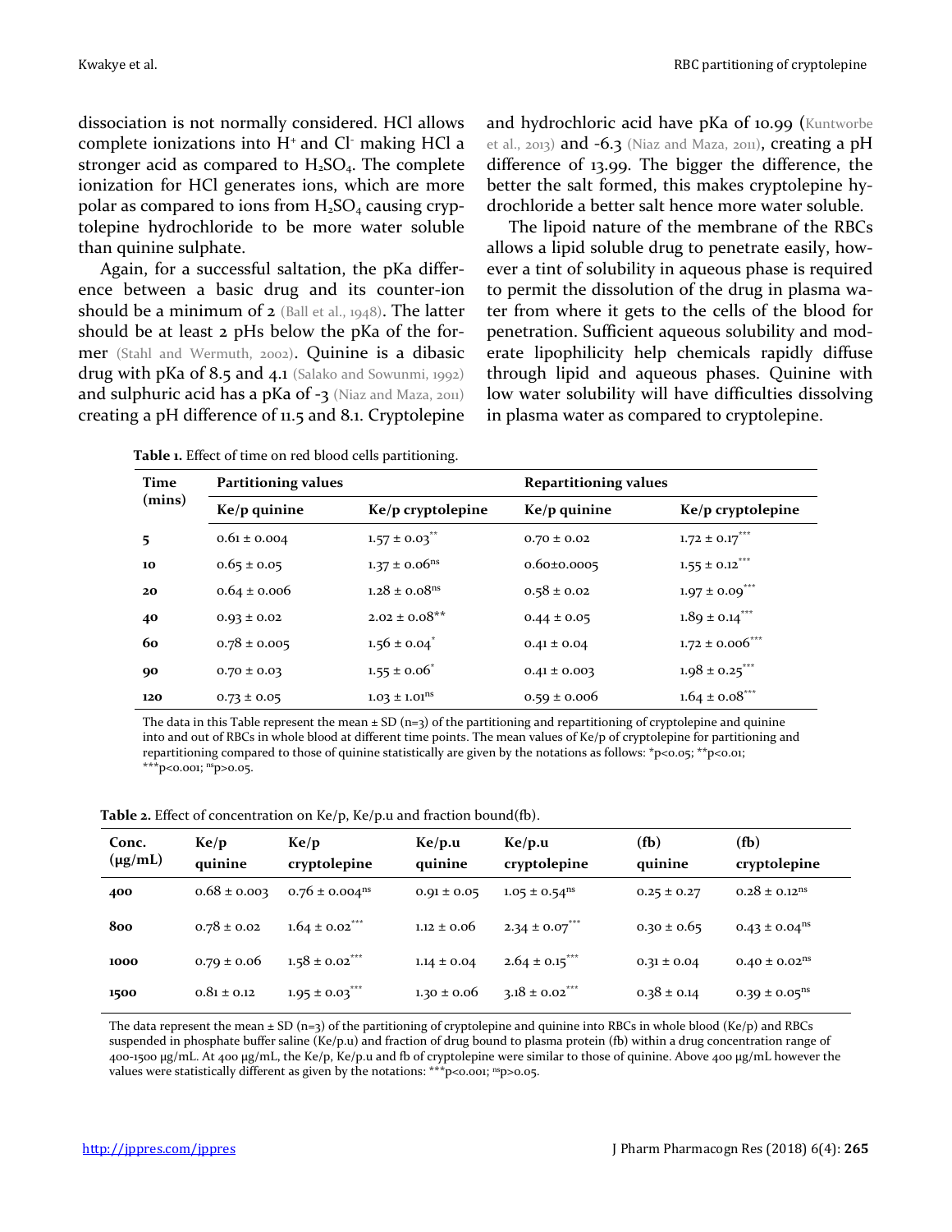dissociation is not normally considered. HCl allows complete ionizations into $H^+$ and $Cl^-$ making HCl a stronger acid as compared to $H_2SO_4$. The complete ionization for HCl generates ions, which are more polar as compared to ions from $H_2SO_4$ causing cryptolepine hydrochloride to be more water soluble than quinine sulphate.

Again, for a successful saltation, the pKa difference between a basic drug and its counter-ion should be a minimum of 2 (Ball et al., 1948). The latter should be at least 2 pHs below the pKa of the former (Stahl and Wermuth, 2002). Quinine is a dibasic drug with pKa of 8.5 and 4.1 (Salako and Sowunmi, 1992) and sulphuric acid has a pKa of -3 (Niaz and Maza, 2011) creating a pH difference of 11.5 and 8.1. Cryptolepine and hydrochloric acid have pKa of 10.99 (Kuntworbe et al., 2013) and -6.3 (Niaz and Maza, 2011), creating a pH difference of 13.99. The bigger the difference, the better the salt formed, this makes cryptolepine hydrochloride a better salt hence more water soluble.

The lipoid nature of the membrane of the RBCs allows a lipid soluble drug to penetrate easily, however a tint of solubility in aqueous phase is required to permit the dissolution of the drug in plasma water from where it gets to the cells of the blood for penetration. Sufficient aqueous solubility and moderate lipophilicity help chemicals rapidly diffuse through lipid and aqueous phases. Quinine with low water solubility will have difficulties dissolving in plasma water as compared to cryptolepine.

**Table 1.** Effect of time on red blood cells partitioning.

| Time (mins) | Partitioning values | | Repartitioning values | |
|---|---|---|---|---|
| | Ke/p quinine | Ke/p cryptolepine | Ke/p quinine | Ke/p cryptolepine |
| **5** | 0.61 ± 0.004 | 1.57 ± 0.03** | 0.70 ± 0.02 | 1.72 ± 0.17*** |
| **10** | 0.65 ± 0.05 | 1.37 ± 0.06ns | 0.60±0.0005 | 1.55 ± 0.12*** |
| **20** | 0.64 ± 0.006 | 1.28 ± 0.08ns | 0.58 ± 0.02 | 1.97 ± 0.09*** |
| **40** | 0.93 ± 0.02 | 2.02 ± 0.08** | 0.44 ± 0.05 | 1.89 ± 0.14*** |
| **60** | 0.78 ± 0.005 | 1.56 ± 0.04* | 0.41 ± 0.04 | 1.72 ± 0.006*** |
| **90** | 0.70 ± 0.03 | 1.55 ± 0.06* | 0.41 ± 0.003 | 1.98 ± 0.25*** |
| **120** | 0.73 ± 0.05 | 1.03 ± 1.01ns | 0.59 ± 0.006 | 1.64 ± 0.08*** |

The data in this Table represent the mean ± SD (n=3) of the partitioning and repartitioning of cryptolepine and quinine into and out of RBCs in whole blood at different time points. The mean values of Ke/p of cryptolepine for partitioning and repartitioning compared to those of quinine statistically are given by the notations as follows: *p<0.05; **p<0.01; ***p<0.001; nsp>0.05.

**Table 2.** Effect of concentration on Ke/p, Ke/p.u and fraction bound(fb).

| Conc. (μg/mL) | Ke/p quinine | Ke/p cryptolepine | Ke/p.u quinine | Ke/p.u cryptolepine | (fb) quinine | (fb) cryptolepine |
|---|---|---|---|---|---|---|
| **400** | 0.68 ± 0.003 | 0.76 ± 0.004ns | 0.91 ± 0.05 | 1.05 ± 0.54ns | 0.25 ± 0.27 | 0.28 ± 0.12ns |
| **800** | 0.78 ± 0.02 | 1.64 ± 0.02*** | 1.12 ± 0.06 | 2.34 ± 0.07*** | 0.30 ± 0.65 | 0.43 ± 0.04ns |
| **1000** | 0.79 ± 0.06 | 1.58 ± 0.02*** | 1.14 ± 0.04 | 2.64 ± 0.15*** | 0.31 ± 0.04 | 0.40 ± 0.02ns |
| **1500** | 0.81 ± 0.12 | 1.95 ± 0.03*** | 1.30 ± 0.06 | 3.18 ± 0.02*** | 0.38 ± 0.14 | 0.39 ± 0.05ns |

The data represent the mean ± SD (n=3) of the partitioning of cryptolepine and quinine into RBCs in whole blood (Ke/p) and RBCs suspended in phosphate buffer saline (Ke/p.u) and fraction of drug bound to plasma protein (fb) within a drug concentration range of 400-1500 μg/mL. At 400 μg/mL, the Ke/p, Ke/p.u and fb of cryptolepine were similar to those of quinine. Above 400 μg/mL however the values were statistically different as given by the notations: ***p<0.001; nsp>0.05.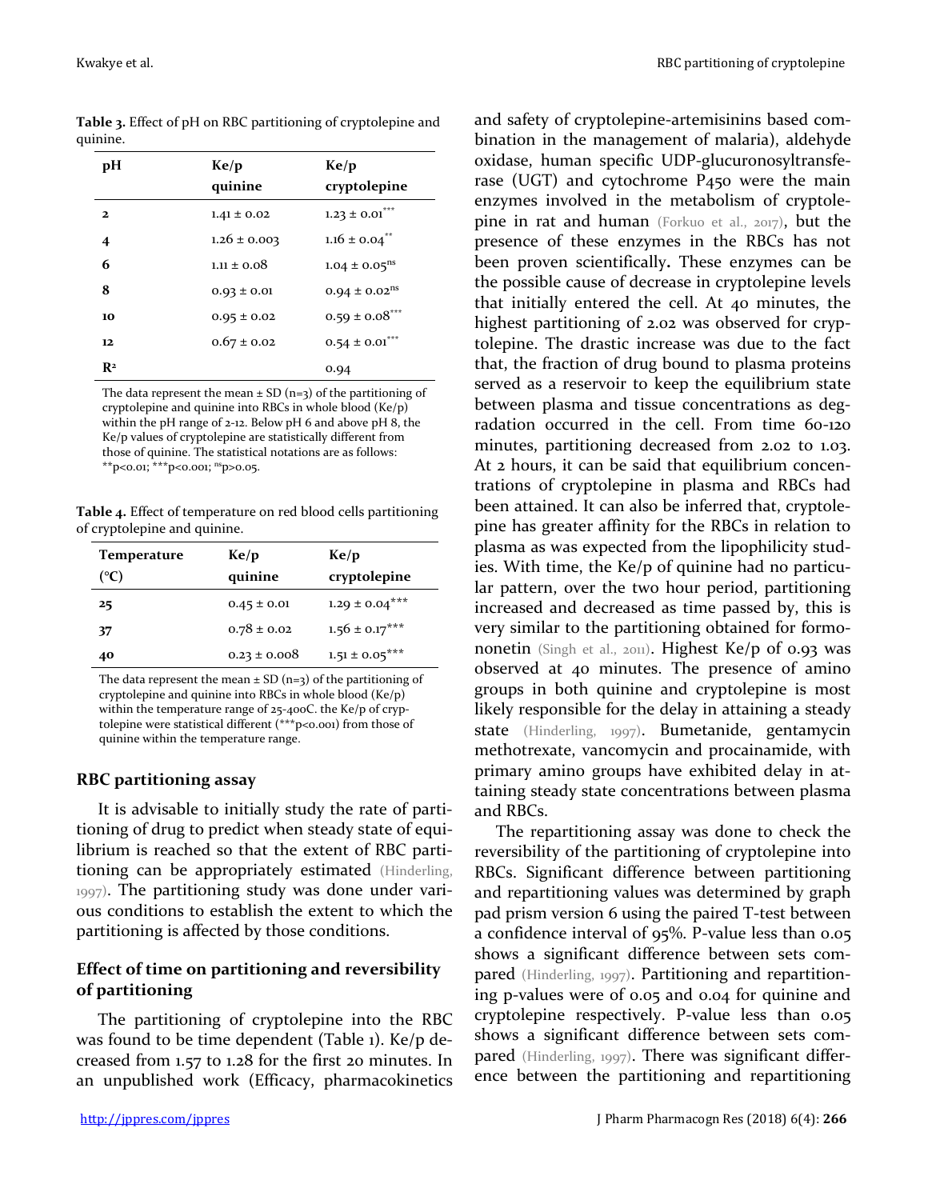**Table 3.** Effect of pH on RBC partitioning of cryptolepine and quinine.

| pH | Ke/p quinine | Ke/p cryptolepine |
|---|---|---|
| 2 | 1.41 ± 0.02 | 1.23 ± 0.01*** |
| 4 | 1.26 ± 0.003 | 1.16 ± 0.04** |
| 6 | 1.11 ± 0.08 | 1.04 ± 0.05ns |
| 8 | 0.93 ± 0.01 | 0.94 ± 0.02ns |
| 10 | 0.95 ± 0.02 | 0.59 ± 0.08*** |
| 12 | 0.67 ± 0.02 | 0.54 ± 0.01*** |
| $R^2$ | | 0.94 |

The data represent the mean ± SD (n=3) of the partitioning of cryptolepine and quinine into RBCs in whole blood (Ke/p) within the pH range of 2-12. Below pH 6 and above pH 8, the Ke/p values of cryptolepine are statistically different from those of quinine. The statistical notations are as follows: **p<0.01; ***p<0.001; nsp>0.05.

**Table 4.** Effect of temperature on red blood cells partitioning of cryptolepine and quinine.

| Temperature (°C) | Ke/p quinine | Ke/p cryptolepine |
|---|---|---|
| 25 | 0.45 ± 0.01 | 1.29 ± 0.04*** |
| 37 | 0.78 ± 0.02 | 1.56 ± 0.17*** |
| 40 | 0.23 ± 0.008 | 1.51 ± 0.05*** |

The data represent the mean ± SD (n=3) of the partitioning of cryptolepine and quinine into RBCs in whole blood (Ke/p) within the temperature range of 25-40oC. the Ke/p of cryptolepine were statistical different (***p<0.001) from those of quinine within the temperature range.

## RBC partitioning assay

It is advisable to initially study the rate of partitioning of drug to predict when steady state of equilibrium is reached so that the extent of RBC partitioning can be appropriately estimated (Hinderling, 1997). The partitioning study was done under various conditions to establish the extent to which the partitioning is affected by those conditions.

## Effect of time on partitioning and reversibility of partitioning

The partitioning of cryptolepine into the RBC was found to be time dependent (Table 1). Ke/p decreased from 1.57 to 1.28 for the first 20 minutes. In an unpublished work (Efficacy, pharmacokinetics and safety of cryptolepine-artemisinins based combination in the management of malaria), aldehyde oxidase, human specific UDP-glucuronosyltransferase (UGT) and cytochrome P450 were the main enzymes involved in the metabolism of cryptolepine in rat and human (Forkuo et al., 2017), but the presence of these enzymes in the RBCs has not been proven scientifically**.** These enzymes can be the possible cause of decrease in cryptolepine levels that initially entered the cell. At 40 minutes, the highest partitioning of 2.02 was observed for cryptolepine. The drastic increase was due to the fact that, the fraction of drug bound to plasma proteins served as a reservoir to keep the equilibrium state between plasma and tissue concentrations as degradation occurred in the cell. From time 60-120 minutes, partitioning decreased from 2.02 to 1.03. At 2 hours, it can be said that equilibrium concentrations of cryptolepine in plasma and RBCs had been attained. It can also be inferred that, cryptolepine has greater affinity for the RBCs in relation to plasma as was expected from the lipophilicity studies. With time, the Ke/p of quinine had no particular pattern, over the two hour period, partitioning increased and decreased as time passed by, this is very similar to the partitioning obtained for formononetin (Singh et al., 2011). Highest Ke/p of 0.93 was observed at 40 minutes. The presence of amino groups in both quinine and cryptolepine is most likely responsible for the delay in attaining a steady state (Hinderling, 1997). Bumetanide, gentamycin methotrexate, vancomycin and procainamide, with primary amino groups have exhibited delay in attaining steady state concentrations between plasma and RBCs.

The repartitioning assay was done to check the reversibility of the partitioning of cryptolepine into RBCs. Significant difference between partitioning and repartitioning values was determined by graph pad prism version 6 using the paired T-test between a confidence interval of 95%. P-value less than 0.05 shows a significant difference between sets compared (Hinderling, 1997). Partitioning and repartitioning p-values were of 0.05 and 0.04 for quinine and cryptolepine respectively. P-value less than 0.05 shows a significant difference between sets compared (Hinderling, 1997). There was significant difference between the partitioning and repartitioning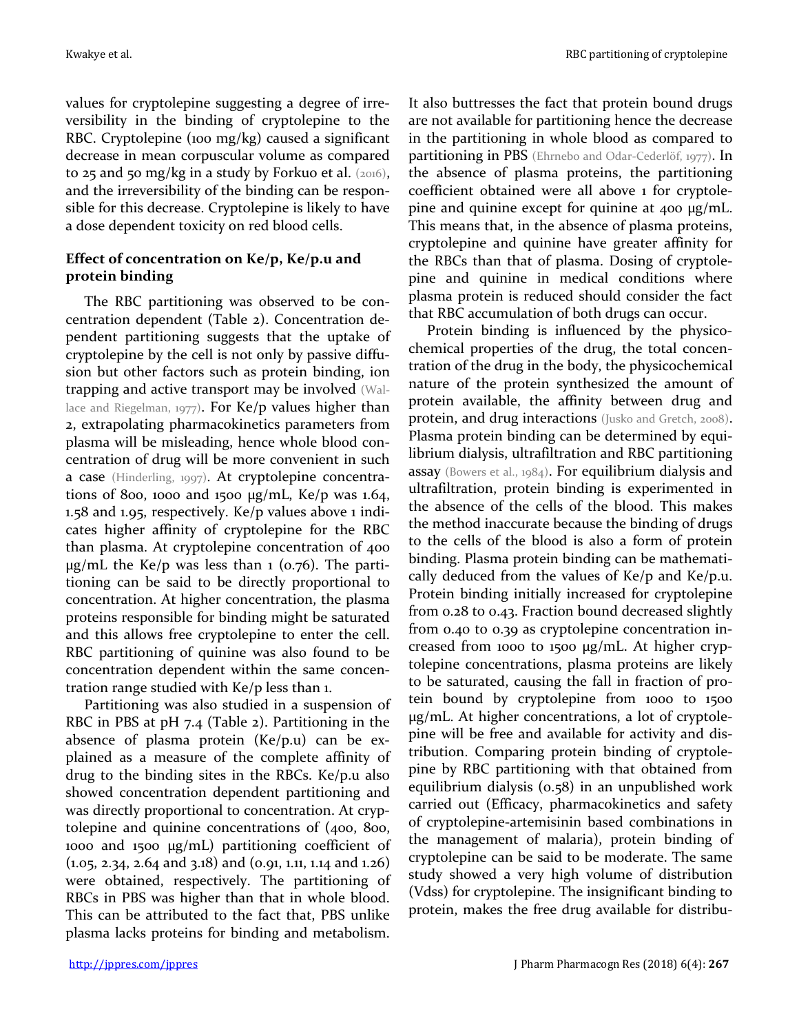values for cryptolepine suggesting a degree of irreversibility in the binding of cryptolepine to the RBC. Cryptolepine (100 mg/kg) caused a significant decrease in mean corpuscular volume as compared to 25 and 50 mg/kg in a study by Forkuo et al. (2016), and the irreversibility of the binding can be responsible for this decrease. Cryptolepine is likely to have a dose dependent toxicity on red blood cells.

### Effect of concentration on Ke/p, Ke/p.u and protein binding

The RBC partitioning was observed to be concentration dependent (Table 2). Concentration dependent partitioning suggests that the uptake of cryptolepine by the cell is not only by passive diffusion but other factors such as protein binding, ion trapping and active transport may be involved (Wallace and Riegelman, 1977). For Ke/p values higher than 2, extrapolating pharmacokinetics parameters from plasma will be misleading, hence whole blood concentration of drug will be more convenient in such a case (Hinderling, 1997). At cryptolepine concentrations of 800, 1000 and 1500 µg/mL, Ke/p was 1.64, 1.58 and 1.95, respectively. Ke/p values above 1 indicates higher affinity of cryptolepine for the RBC than plasma. At cryptolepine concentration of 400 µg/mL the Ke/p was less than 1 (0.76). The partitioning can be said to be directly proportional to concentration. At higher concentration, the plasma proteins responsible for binding might be saturated and this allows free cryptolepine to enter the cell. RBC partitioning of quinine was also found to be concentration dependent within the same concentration range studied with Ke/p less than 1.

Partitioning was also studied in a suspension of RBC in PBS at pH 7.4 (Table 2). Partitioning in the absence of plasma protein (Ke/p.u) can be explained as a measure of the complete affinity of drug to the binding sites in the RBCs. Ke/p.u also showed concentration dependent partitioning and was directly proportional to concentration. At cryptolepine and quinine concentrations of (400, 800, 1000 and 1500 µg/mL) partitioning coefficient of (1.05, 2.34, 2.64 and 3.18) and (0.91, 1.11, 1.14 and 1.26) were obtained, respectively. The partitioning of RBCs in PBS was higher than that in whole blood. This can be attributed to the fact that, PBS unlike plasma lacks proteins for binding and metabolism. It also buttresses the fact that protein bound drugs are not available for partitioning hence the decrease in the partitioning in whole blood as compared to partitioning in PBS (Ehrnebo and Odar-Cederlöf, 1977). In the absence of plasma proteins, the partitioning coefficient obtained were all above 1 for cryptolepine and quinine except for quinine at 400 µg/mL. This means that, in the absence of plasma proteins, cryptolepine and quinine have greater affinity for the RBCs than that of plasma. Dosing of cryptolepine and quinine in medical conditions where plasma protein is reduced should consider the fact that RBC accumulation of both drugs can occur.

Protein binding is influenced by the physicochemical properties of the drug, the total concentration of the drug in the body, the physicochemical nature of the protein synthesized the amount of protein available, the affinity between drug and protein, and drug interactions (Jusko and Gretch, 2008). Plasma protein binding can be determined by equilibrium dialysis, ultrafiltration and RBC partitioning assay (Bowers et al., 1984). For equilibrium dialysis and ultrafiltration, protein binding is experimented in the absence of the cells of the blood. This makes the method inaccurate because the binding of drugs to the cells of the blood is also a form of protein binding. Plasma protein binding can be mathematically deduced from the values of Ke/p and Ke/p.u. Protein binding initially increased for cryptolepine from 0.28 to 0.43. Fraction bound decreased slightly from 0.40 to 0.39 as cryptolepine concentration increased from 1000 to 1500 µg/mL. At higher cryptolepine concentrations, plasma proteins are likely to be saturated, causing the fall in fraction of protein bound by cryptolepine from 1000 to 1500 µg/mL. At higher concentrations, a lot of cryptolepine will be free and available for activity and distribution. Comparing protein binding of cryptolepine by RBC partitioning with that obtained from equilibrium dialysis (0.58) in an unpublished work carried out (Efficacy, pharmacokinetics and safety of cryptolepine-artemisinin based combinations in the management of malaria), protein binding of cryptolepine can be said to be moderate. The same study showed a very high volume of distribution (Vdss) for cryptolepine. The insignificant binding to protein, makes the free drug available for distribu-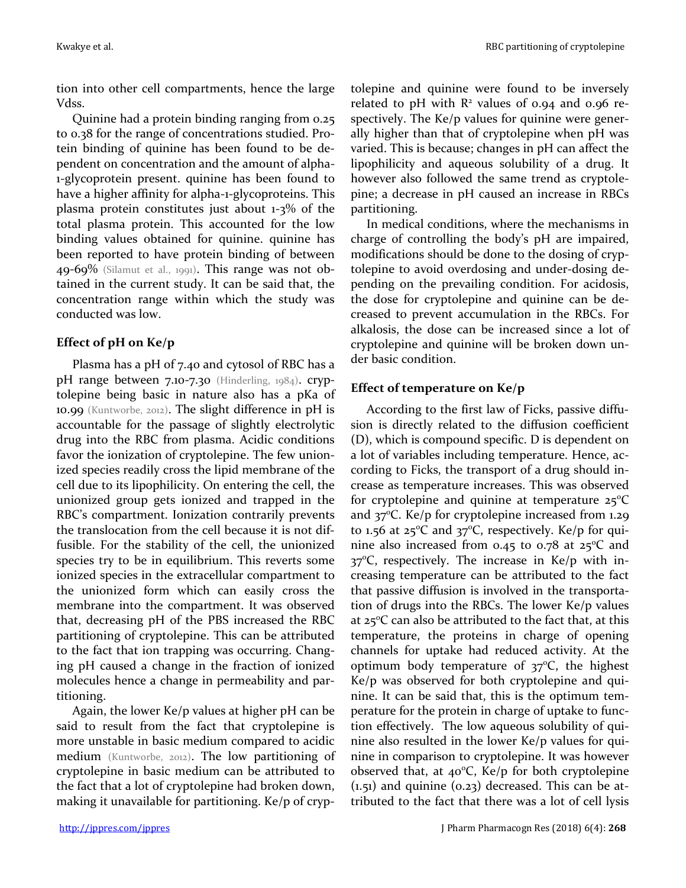tion into other cell compartments, hence the large Vdss.

Quinine had a protein binding ranging from 0.25 to 0.38 for the range of concentrations studied. Protein binding of quinine has been found to be dependent on concentration and the amount of alpha-1-glycoprotein present. quinine has been found to have a higher affinity for alpha-1-glycoproteins. This plasma protein constitutes just about 1-3% of the total plasma protein. This accounted for the low binding values obtained for quinine. quinine has been reported to have protein binding of between 49-69% (Silamut et al., 1991). This range was not obtained in the current study. It can be said that, the concentration range within which the study was conducted was low.

### Effect of pH on Ke/p

Plasma has a pH of 7.40 and cytosol of RBC has a pH range between 7.10-7.30 (Hinderling, 1984). cryptolepine being basic in nature also has a pKa of 10.99 (Kuntworbe, 2012). The slight difference in pH is accountable for the passage of slightly electrolytic drug into the RBC from plasma. Acidic conditions favor the ionization of cryptolepine. The few unionized species readily cross the lipid membrane of the cell due to its lipophilicity. On entering the cell, the unionized group gets ionized and trapped in the RBC's compartment. Ionization contrarily prevents the translocation from the cell because it is not diffusible. For the stability of the cell, the unionized species try to be in equilibrium. This reverts some ionized species in the extracellular compartment to the unionized form which can easily cross the membrane into the compartment. It was observed that, decreasing pH of the PBS increased the RBC partitioning of cryptolepine. This can be attributed to the fact that ion trapping was occurring. Changing pH caused a change in the fraction of ionized molecules hence a change in permeability and partitioning.

Again, the lower Ke/p values at higher pH can be said to result from the fact that cryptolepine is more unstable in basic medium compared to acidic medium (Kuntworbe, 2012). The low partitioning of cryptolepine in basic medium can be attributed to the fact that a lot of cryptolepine had broken down, making it unavailable for partitioning. Ke/p of cryptolepine and quinine were found to be inversely related to pH with $R^2$ values of 0.94 and 0.96 respectively. The Ke/p values for quinine were generally higher than that of cryptolepine when pH was varied. This is because; changes in pH can affect the lipophilicity and aqueous solubility of a drug. It however also followed the same trend as cryptolepine; a decrease in pH caused an increase in RBCs partitioning.

In medical conditions, where the mechanisms in charge of controlling the body's pH are impaired, modifications should be done to the dosing of cryptolepine to avoid overdosing and under-dosing depending on the prevailing condition. For acidosis, the dose for cryptolepine and quinine can be decreased to prevent accumulation in the RBCs. For alkalosis, the dose can be increased since a lot of cryptolepine and quinine will be broken down under basic condition.

### Effect of temperature on Ke/p

According to the first law of Ficks, passive diffusion is directly related to the diffusion coefficient (D), which is compound specific. D is dependent on a lot of variables including temperature. Hence, according to Ficks, the transport of a drug should increase as temperature increases. This was observed for cryptolepine and quinine at temperature 25°C and 37°C. Ke/p for cryptolepine increased from 1.29 to 1.56 at 25°C and 37°C, respectively. Ke/p for quinine also increased from 0.45 to 0.78 at 25°C and 37°C, respectively. The increase in Ke/p with increasing temperature can be attributed to the fact that passive diffusion is involved in the transportation of drugs into the RBCs. The lower Ke/p values at 25°C can also be attributed to the fact that, at this temperature, the proteins in charge of opening channels for uptake had reduced activity. At the optimum body temperature of 37°C, the highest Ke/p was observed for both cryptolepine and quinine. It can be said that, this is the optimum temperature for the protein in charge of uptake to function effectively. The low aqueous solubility of quinine also resulted in the lower Ke/p values for quinine in comparison to cryptolepine. It was however observed that, at 40°C, Ke/p for both cryptolepine (1.51) and quinine (0.23) decreased. This can be attributed to the fact that there was a lot of cell lysis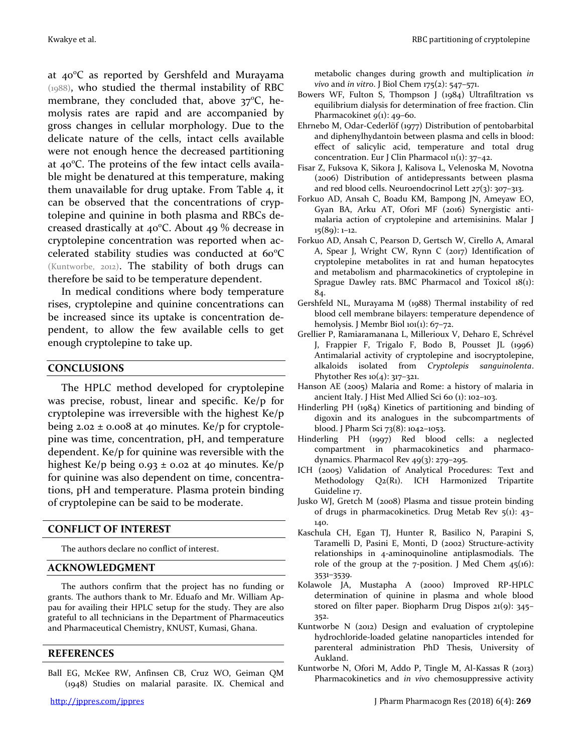at 40ºC as reported by Gershfeld and Murayama (1988), who studied the thermal instability of RBC membrane, they concluded that, above 37ºC, hemolysis rates are rapid and are accompanied by gross changes in cellular morphology. Due to the delicate nature of the cells, intact cells available were not enough hence the decreased partitioning at 40ºC. The proteins of the few intact cells available might be denatured at this temperature, making them unavailable for drug uptake. From Table 4, it can be observed that the concentrations of cryptolepine and quinine in both plasma and RBCs decreased drastically at 40ºC. About 49 % decrease in cryptolepine concentration was reported when accelerated stability studies was conducted at 60ºC (Kuntworbe, 2012). The stability of both drugs can therefore be said to be temperature dependent.

In medical conditions where body temperature rises, cryptolepine and quinine concentrations can be increased since its uptake is concentration dependent, to allow the few available cells to get enough cryptolepine to take up.

## CONCLUSIONS

The HPLC method developed for cryptolepine was precise, robust, linear and specific. Ke/p for cryptolepine was irreversible with the highest Ke/p being 2.02 ± 0.008 at 40 minutes. Ke/p for cryptolepine was time, concentration, pH, and temperature dependent. Ke/p for quinine was reversible with the highest Ke/p being 0.93 ± 0.02 at 40 minutes. Ke/p for quinine was also dependent on time, concentrations, pH and temperature. Plasma protein binding of cryptolepine can be said to be moderate.

## CONFLICT OF INTEREST

The authors declare no conflict of interest.

## ACKNOWLEDGMENT

The authors confirm that the project has no funding or grants. The authors thank to Mr. Eduafo and Mr. William Appau for availing their HPLC setup for the study. They are also grateful to all technicians in the Department of Pharmaceutics and Pharmaceutical Chemistry, KNUST, Kumasi, Ghana.

## REFERENCES

Ball EG, McKee RW, Anfinsen CB, Cruz WO, Geiman QM (1948) Studies on malarial parasite. IX. Chemical and metabolic changes during growth and multiplication *in vivo* and *in vitro*. J Biol Chem 175(2): 547–571.

Bowers WF, Fulton S, Thompson J (1984) Ultrafiltration vs equilibrium dialysis for determination of free fraction. Clin Pharmacokinet 9(1): 49–60.

Ehrnebo M, Odar-Cederlöf (1977) Distribution of pentobarbital and diphenylhydantoin between plasma and cells in blood: effect of salicylic acid, temperature and total drug concentration. Eur J Clin Pharmacol 11(1): 37–42.

Fisar Z, Fuksova K, Sikora J, Kalisova L, Velenoska M, Novotna (2006) Distribution of antidepressants between plasma and red blood cells. Neuroendocrinol Lett 27(3): 307–313.

Forkuo AD, Ansah C, Boadu KM, Bampong JN, Ameyaw EO, Gyan BA, Arku AT, Ofori MF (2016) Synergistic antimalaria action of cryptolepine and artemisinins. Malar J 15(89): 1–12.

Forkuo AD, Ansah C, Pearson D, Gertsch W, Cirello A, Amaral A, Spear J, Wright CW, Rynn C (2017) Identification of cryptolepine metabolites in rat and human hepatocytes and metabolism and pharmacokinetics of cryptolepine in Sprague Dawley rats. BMC Pharmacol and Toxicol 18(1): 84.

Gershfeld NL, Murayama M (1988) Thermal instability of red blood cell membrane bilayers: temperature dependence of hemolysis. J Membr Biol 101(1): 67–72.

Grellier P, Ramiaramanana L, Millerioux V, Deharo E, Schrével J, Frappier F, Trigalo F, Bodo B, Pousset JL (1996) Antimalarial activity of cryptolepine and isocryptolepine, alkaloids isolated from *Cryptolepis sanguinolenta*. Phytother Res 10(4): 317–321.

Hanson AE (2005) Malaria and Rome: a history of malaria in ancient Italy. J Hist Med Allied Sci 60 (1): 102–103.

Hinderling PH (1984) Kinetics of partitioning and binding of digoxin and its analogues in the subcompartments of blood. J Pharm Sci 73(8): 1042–1053.

Hinderling PH (1997) Red blood cells: a neglected compartment in pharmacokinetics and pharmacodynamics. Pharmacol Rev 49(3): 279–295.

ICH (2005) Validation of Analytical Procedures: Text and Methodology Q2(R1). ICH Harmonized Tripartite Guideline 17.

Jusko WJ, Gretch M (2008) Plasma and tissue protein binding of drugs in pharmacokinetics. Drug Metab Rev 5(1): 43–140.

Kaschula CH, Egan TJ, Hunter R, Basilico N, Parapini S, Taramelli D, Pasini E, Monti, D (2002) Structure-activity relationships in 4-aminoquinoline antiplasmodials. The role of the group at the 7-position. J Med Chem 45(16): 3531–3539.

Kolawole JA, Mustapha A (2000) Improved RP-HPLC determination of quinine in plasma and whole blood stored on filter paper. Biopharm Drug Dispos 21(9): 345–352.

Kuntworbe N (2012) Design and evaluation of cryptolepine hydrochloride-loaded gelatine nanoparticles intended for parenteral administration PhD Thesis, University of Aukland.

Kuntworbe N, Ofori M, Addo P, Tingle M, Al-Kassas R (2013) Pharmacokinetics and *in vivo* chemosuppressive activity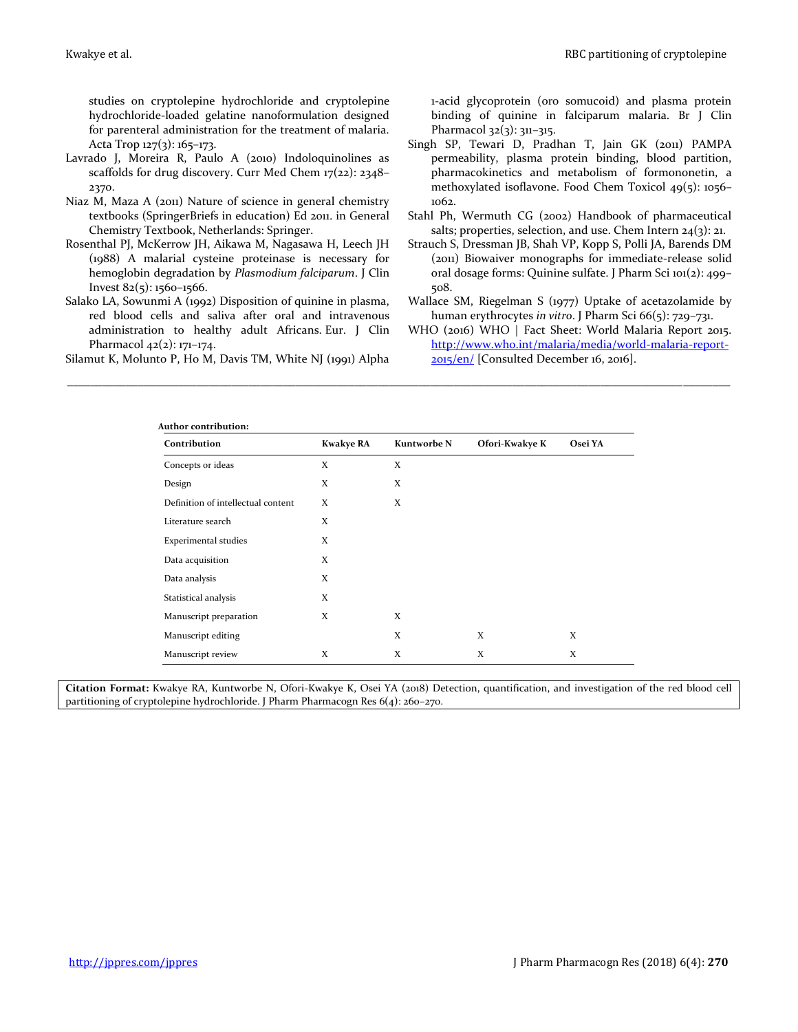studies on cryptolepine hydrochloride and cryptolepine hydrochloride-loaded gelatine nanoformulation designed for parenteral administration for the treatment of malaria. Acta Trop 127(3): 165–173.

Lavrado J, Moreira R, Paulo A (2010) Indoloquinolines as scaffolds for drug discovery. Curr Med Chem 17(22): 2348–2370.

Niaz M, Maza A (2011) Nature of science in general chemistry textbooks (SpringerBriefs in education) Ed 2011. in General Chemistry Textbook, Netherlands: Springer.

Rosenthal PJ, McKerrow JH, Aikawa M, Nagasawa H, Leech JH (1988) A malarial cysteine proteinase is necessary for hemoglobin degradation by *Plasmodium falciparum*. J Clin Invest 82(5): 1560–1566.

Salako LA, Sowunmi A (1992) Disposition of quinine in plasma, red blood cells and saliva after oral and intravenous administration to healthy adult Africans. Eur. J Clin Pharmacol 42(2): 171–174.

Silamut K, Molunto P, Ho M, Davis TM, White NJ (1991) Alpha 1-acid glycoprotein (oro somucoid) and plasma protein binding of quinine in falciparum malaria. Br J Clin Pharmacol 32(3): 311–315.

Singh SP, Tewari D, Pradhan T, Jain GK (2011) PAMPA permeability, plasma protein binding, blood partition, pharmacokinetics and metabolism of formononetin, a methoxylated isoflavone. Food Chem Toxicol 49(5): 1056–1062.

Stahl Ph, Wermuth CG (2002) Handbook of pharmaceutical salts; properties, selection, and use. Chem Intern 24(3): 21.

Strauch S, Dressman JB, Shah VP, Kopp S, Polli JA, Barends DM (2011) Biowaiver monographs for immediate-release solid oral dosage forms: Quinine sulfate. J Pharm Sci 101(2): 499–508.

Wallace SM, Riegelman S (1977) Uptake of acetazolamide by human erythrocytes *in vitro*. J Pharm Sci 66(5): 729–731.

WHO (2016) WHO | Fact Sheet: World Malaria Report 2015. http://www.who.int/malaria/media/world-malaria-report-2015/en/ [Consulted December 16, 2016].

**Author contribution:**

| Contribution | Kwakye RA | Kuntworbe N | Ofori-Kwakye K | Osei YA |
|---|---|---|---|---|
| Concepts or ideas | X | X | | |
| Design | X | X | | |
| Definition of intellectual content | X | X | | |
| Literature search | X | | | |
| Experimental studies | X | | | |
| Data acquisition | X | | | |
| Data analysis | X | | | |
| Statistical analysis | X | | | |
| Manuscript preparation | X | X | | |
| Manuscript editing | | X | X | X |
| Manuscript review | X | X | X | X |

**Citation Format:** Kwakye RA, Kuntworbe N, Ofori-Kwakye K, Osei YA (2018) Detection, quantification, and investigation of the red blood cell partitioning of cryptolepine hydrochloride. J Pharm Pharmacogn Res 6(4): 260–270.